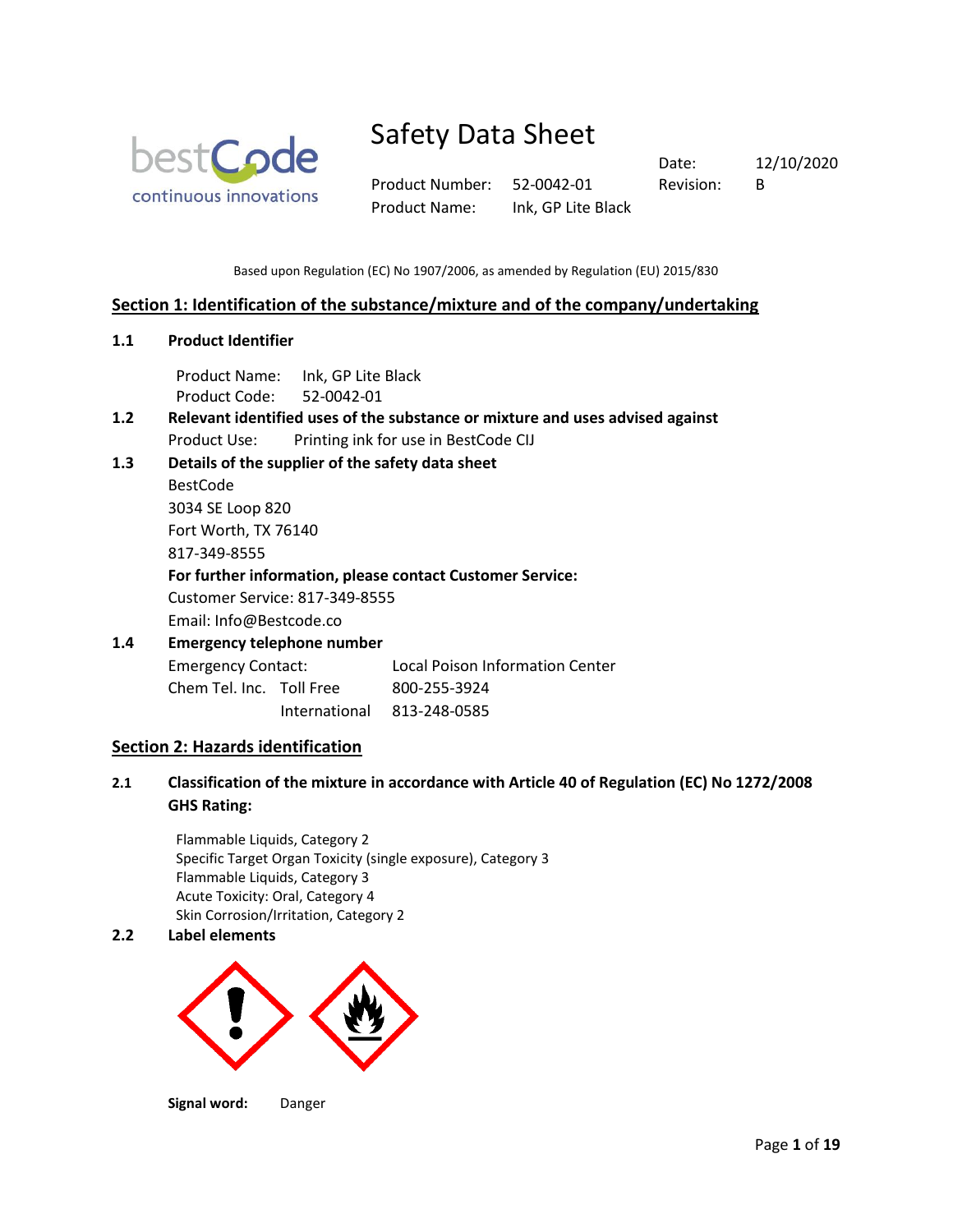# Safety Data Sheet

| | | | |
|---|---|---|---|
| Product Number: | 52-0042-01 | Date: | 12/10/2020 |
| Product Name: | Ink, GP Lite Black | Revision: | B |

Based upon Regulation (EC) No 1907/2006, as amended by Regulation (EU) 2015/830

## Section 1: Identification of the substance/mixture and of the company/undertaking

### 1.1 Product Identifier

Product Name: Ink, GP Lite Black
Product Code: 52-0042-01

### 1.2 Relevant identified uses of the substance or mixture and uses advised against

Product Use: Printing ink for use in BestCode CIJ

### 1.3 Details of the supplier of the safety data sheet

BestCode
3034 SE Loop 820
Fort Worth, TX 76140
817-349-8555

**For further information, please contact Customer Service:**
Customer Service: 817-349-8555
Email: Info@Bestcode.co

### 1.4 Emergency telephone number

| | | |
|---|---|---|
| Emergency Contact: | | Local Poison Information Center |
| Chem Tel. Inc. | Toll Free | 800-255-3924 |
| | International | 813-248-0585 |

## Section 2: Hazards identification

### 2.1 Classification of the mixture in accordance with Article 40 of Regulation (EC) No 1272/2008

**GHS Rating:**

Flammable Liquids, Category 2
Specific Target Organ Toxicity (single exposure), Category 3
Flammable Liquids, Category 3
Acute Toxicity: Oral, Category 4
Skin Corrosion/Irritation, Category 2

### 2.2 Label elements

**Signal word:** Danger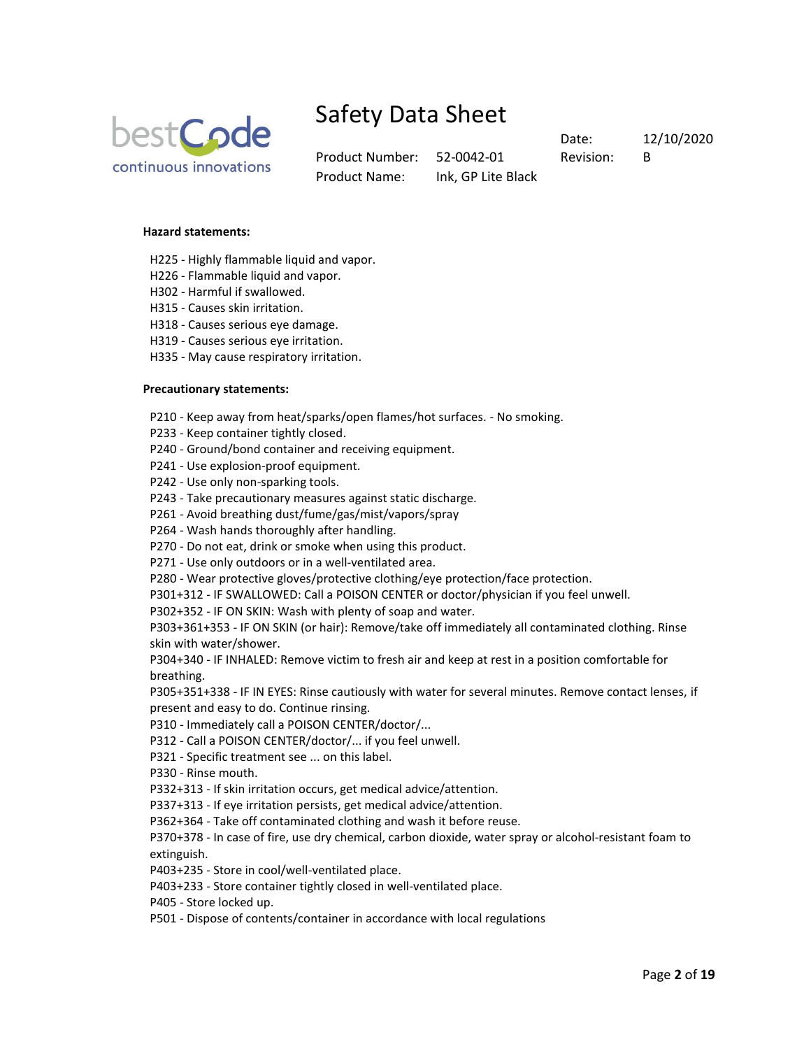**Hazard statements:**

H225 - Highly flammable liquid and vapor.
H226 - Flammable liquid and vapor.
H302 - Harmful if swallowed.
H315 - Causes skin irritation.
H318 - Causes serious eye damage.
H319 - Causes serious eye irritation.
H335 - May cause respiratory irritation.

**Precautionary statements:**

P210 - Keep away from heat/sparks/open flames/hot surfaces. - No smoking.
P233 - Keep container tightly closed.
P240 - Ground/bond container and receiving equipment.
P241 - Use explosion-proof equipment.
P242 - Use only non-sparking tools.
P243 - Take precautionary measures against static discharge.
P261 - Avoid breathing dust/fume/gas/mist/vapors/spray
P264 - Wash hands thoroughly after handling.
P270 - Do not eat, drink or smoke when using this product.
P271 - Use only outdoors or in a well-ventilated area.
P280 - Wear protective gloves/protective clothing/eye protection/face protection.
P301+312 - IF SWALLOWED: Call a POISON CENTER or doctor/physician if you feel unwell.
P302+352 - IF ON SKIN: Wash with plenty of soap and water.
P303+361+353 - IF ON SKIN (or hair): Remove/take off immediately all contaminated clothing. Rinse skin with water/shower.
P304+340 - IF INHALED: Remove victim to fresh air and keep at rest in a position comfortable for breathing.
P305+351+338 - IF IN EYES: Rinse cautiously with water for several minutes. Remove contact lenses, if present and easy to do. Continue rinsing.
P310 - Immediately call a POISON CENTER/doctor/...
P312 - Call a POISON CENTER/doctor/... if you feel unwell.
P321 - Specific treatment see ... on this label.
P330 - Rinse mouth.
P332+313 - If skin irritation occurs, get medical advice/attention.
P337+313 - If eye irritation persists, get medical advice/attention.
P362+364 - Take off contaminated clothing and wash it before reuse.
P370+378 - In case of fire, use dry chemical, carbon dioxide, water spray or alcohol-resistant foam to extinguish.
P403+235 - Store in cool/well-ventilated place.
P403+233 - Store container tightly closed in well-ventilated place.
P405 - Store locked up.
P501 - Dispose of contents/container in accordance with local regulations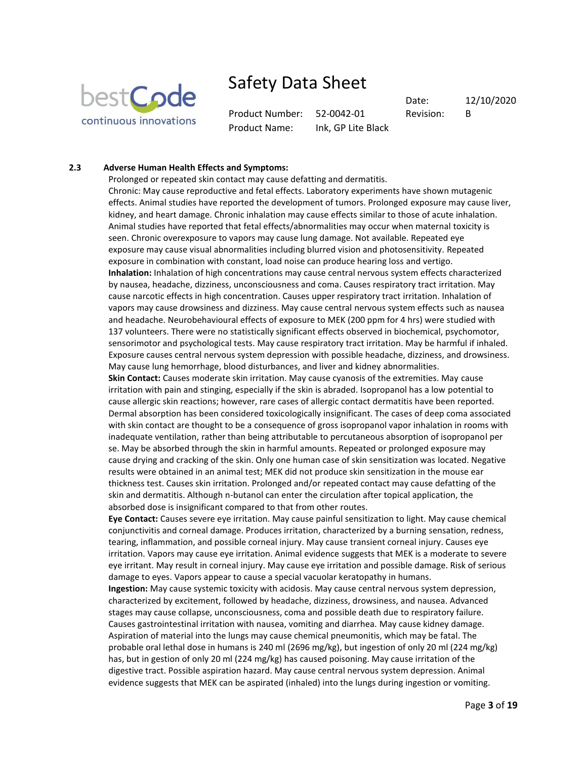### 2.3 Adverse Human Health Effects and Symptoms:

Prolonged or repeated skin contact may cause defatting and dermatitis.
Chronic: May cause reproductive and fetal effects. Laboratory experiments have shown mutagenic effects. Animal studies have reported the development of tumors. Prolonged exposure may cause liver, kidney, and heart damage. Chronic inhalation may cause effects similar to those of acute inhalation. Animal studies have reported that fetal effects/abnormalities may occur when maternal toxicity is seen. Chronic overexposure to vapors may cause lung damage. Not available. Repeated eye exposure may cause visual abnormalities including blurred vision and photosensitivity. Repeated exposure in combination with constant, load noise can produce hearing loss and vertigo.
**Inhalation:** Inhalation of high concentrations may cause central nervous system effects characterized by nausea, headache, dizziness, unconsciousness and coma. Causes respiratory tract irritation. May cause narcotic effects in high concentration. Causes upper respiratory tract irritation. Inhalation of vapors may cause drowsiness and dizziness. May cause central nervous system effects such as nausea and headache. Neurobehavioural effects of exposure to MEK (200 ppm for 4 hrs) were studied with 137 volunteers. There were no statistically significant effects observed in biochemical, psychomotor, sensorimotor and psychological tests. May cause respiratory tract irritation. May be harmful if inhaled. Exposure causes central nervous system depression with possible headache, dizziness, and drowsiness. May cause lung hemorrhage, blood disturbances, and liver and kidney abnormalities.
**Skin Contact:** Causes moderate skin irritation. May cause cyanosis of the extremities. May cause irritation with pain and stinging, especially if the skin is abraded. Isopropanol has a low potential to cause allergic skin reactions; however, rare cases of allergic contact dermatitis have been reported. Dermal absorption has been considered toxicologically insignificant. The cases of deep coma associated with skin contact are thought to be a consequence of gross isopropanol vapor inhalation in rooms with inadequate ventilation, rather than being attributable to percutaneous absorption of isopropanol per se. May be absorbed through the skin in harmful amounts. Repeated or prolonged exposure may cause drying and cracking of the skin. Only one human case of skin sensitization was located. Negative results were obtained in an animal test; MEK did not produce skin sensitization in the mouse ear thickness test. Causes skin irritation. Prolonged and/or repeated contact may cause defatting of the skin and dermatitis. Although n-butanol can enter the circulation after topical application, the absorbed dose is insignificant compared to that from other routes.
**Eye Contact:** Causes severe eye irritation. May cause painful sensitization to light. May cause chemical conjunctivitis and corneal damage. Produces irritation, characterized by a burning sensation, redness, tearing, inflammation, and possible corneal injury. May cause transient corneal injury. Causes eye irritation. Vapors may cause eye irritation. Animal evidence suggests that MEK is a moderate to severe eye irritant. May result in corneal injury. May cause eye irritation and possible damage. Risk of serious damage to eyes. Vapors appear to cause a special vacuolar keratopathy in humans.
**Ingestion:** May cause systemic toxicity with acidosis. May cause central nervous system depression, characterized by excitement, followed by headache, dizziness, drowsiness, and nausea. Advanced stages may cause collapse, unconsciousness, coma and possible death due to respiratory failure. Causes gastrointestinal irritation with nausea, vomiting and diarrhea. May cause kidney damage. Aspiration of material into the lungs may cause chemical pneumonitis, which may be fatal. The probable oral lethal dose in humans is 240 ml (2696 mg/kg), but ingestion of only 20 ml (224 mg/kg) has, but in gestion of only 20 ml (224 mg/kg) has caused poisoning. May cause irritation of the digestive tract. Possible aspiration hazard. May cause central nervous system depression. Animal evidence suggests that MEK can be aspirated (inhaled) into the lungs during ingestion or vomiting.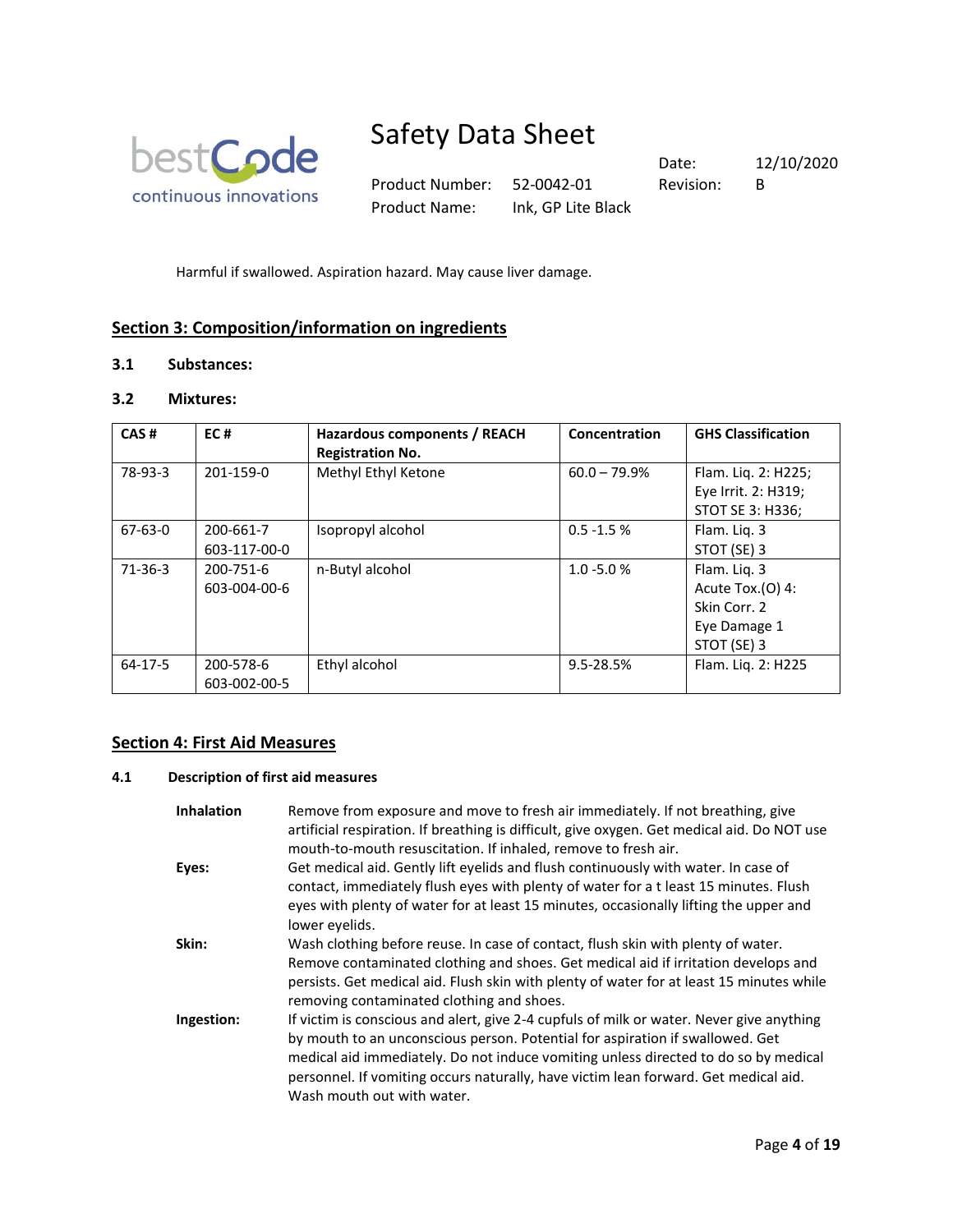Harmful if swallowed. Aspiration hazard. May cause liver damage.

## Section 3: Composition/information on ingredients

### 3.1 Substances:

### 3.2 Mixtures:

| CAS # | EC # | Hazardous components / REACH Registration No. | Concentration | GHS Classification |
|---|---|---|---|---|
| 78-93-3 | 201-159-0 | Methyl Ethyl Ketone | 60.0 – 79.9% | Flam. Liq. 2: H225; Eye Irrit. 2: H319; STOT SE 3: H336; |
| 67-63-0 | 200-661-7 603-117-00-0 | Isopropyl alcohol | 0.5 -1.5 % | Flam. Liq. 3 STOT (SE) 3 |
| 71-36-3 | 200-751-6 603-004-00-6 | n-Butyl alcohol | 1.0 -5.0 % | Flam. Liq. 3 Acute Tox.(O) 4: Skin Corr. 2 Eye Damage 1 STOT (SE) 3 |
| 64-17-5 | 200-578-6 603-002-00-5 | Ethyl alcohol | 9.5-28.5% | Flam. Liq. 2: H225 |

## Section 4: First Aid Measures

### 4.1 Description of first aid measures

**Inhalation** Remove from exposure and move to fresh air immediately. If not breathing, give artificial respiration. If breathing is difficult, give oxygen. Get medical aid. Do NOT use mouth-to-mouth resuscitation. If inhaled, remove to fresh air.

**Eyes:** Get medical aid. Gently lift eyelids and flush continuously with water. In case of contact, immediately flush eyes with plenty of water for a t least 15 minutes. Flush eyes with plenty of water for at least 15 minutes, occasionally lifting the upper and lower eyelids.

**Skin:** Wash clothing before reuse. In case of contact, flush skin with plenty of water. Remove contaminated clothing and shoes. Get medical aid if irritation develops and persists. Get medical aid. Flush skin with plenty of water for at least 15 minutes while removing contaminated clothing and shoes.

**Ingestion:** If victim is conscious and alert, give 2-4 cupfuls of milk or water. Never give anything by mouth to an unconscious person. Potential for aspiration if swallowed. Get medical aid immediately. Do not induce vomiting unless directed to do so by medical personnel. If vomiting occurs naturally, have victim lean forward. Get medical aid. Wash mouth out with water.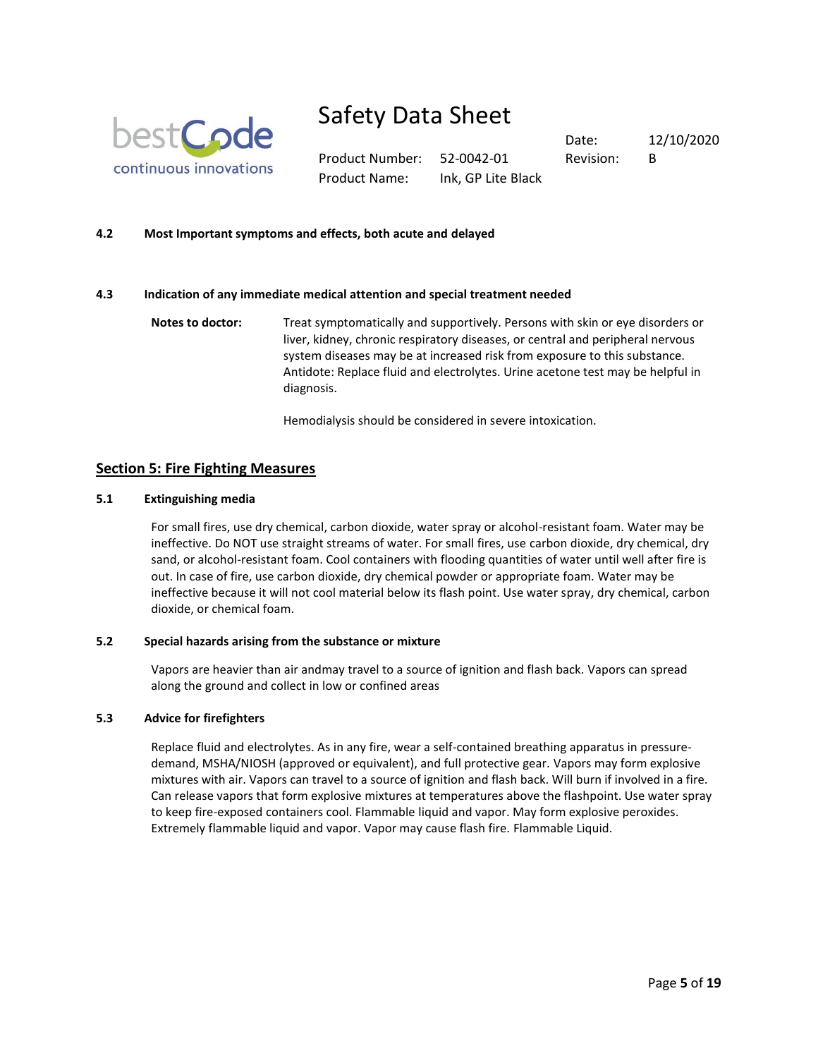**4.2 Most Important symptoms and effects, both acute and delayed**

**4.3 Indication of any immediate medical attention and special treatment needed**

**Notes to doctor:** Treat symptomatically and supportively. Persons with skin or eye disorders or liver, kidney, chronic respiratory diseases, or central and peripheral nervous system diseases may be at increased risk from exposure to this substance. Antidote: Replace fluid and electrolytes. Urine acetone test may be helpful in diagnosis.

Hemodialysis should be considered in severe intoxication.

## Section 5: Fire Fighting Measures

**5.1 Extinguishing media**

For small fires, use dry chemical, carbon dioxide, water spray or alcohol-resistant foam. Water may be ineffective. Do NOT use straight streams of water. For small fires, use carbon dioxide, dry chemical, dry sand, or alcohol-resistant foam. Cool containers with flooding quantities of water until well after fire is out. In case of fire, use carbon dioxide, dry chemical powder or appropriate foam. Water may be ineffective because it will not cool material below its flash point. Use water spray, dry chemical, carbon dioxide, or chemical foam.

**5.2 Special hazards arising from the substance or mixture**

Vapors are heavier than air andmay travel to a source of ignition and flash back. Vapors can spread along the ground and collect in low or confined areas

**5.3 Advice for firefighters**

Replace fluid and electrolytes. As in any fire, wear a self-contained breathing apparatus in pressure-demand, MSHA/NIOSH (approved or equivalent), and full protective gear. Vapors may form explosive mixtures with air. Vapors can travel to a source of ignition and flash back. Will burn if involved in a fire. Can release vapors that form explosive mixtures at temperatures above the flashpoint. Use water spray to keep fire-exposed containers cool. Flammable liquid and vapor. May form explosive peroxides. Extremely flammable liquid and vapor. Vapor may cause flash fire. Flammable Liquid.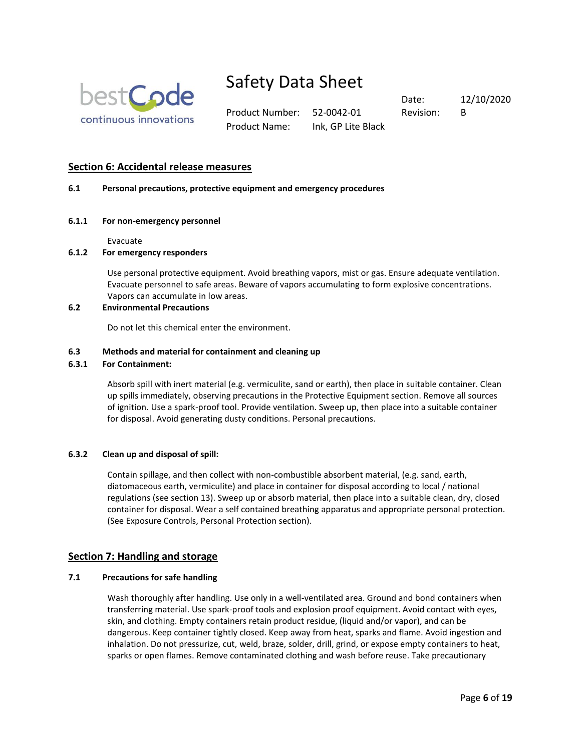## Section 6: Accidental release measures

**6.1 Personal precautions, protective equipment and emergency procedures**

**6.1.1 For non-emergency personnel**

Evacuate

**6.1.2 For emergency responders**

Use personal protective equipment. Avoid breathing vapors, mist or gas. Ensure adequate ventilation. Evacuate personnel to safe areas. Beware of vapors accumulating to form explosive concentrations. Vapors can accumulate in low areas.

**6.2 Environmental Precautions**

Do not let this chemical enter the environment.

**6.3 Methods and material for containment and cleaning up**

**6.3.1 For Containment:**

Absorb spill with inert material (e.g. vermiculite, sand or earth), then place in suitable container. Clean up spills immediately, observing precautions in the Protective Equipment section. Remove all sources of ignition. Use a spark-proof tool. Provide ventilation. Sweep up, then place into a suitable container for disposal. Avoid generating dusty conditions. Personal precautions.

**6.3.2 Clean up and disposal of spill:**

Contain spillage, and then collect with non-combustible absorbent material, (e.g. sand, earth, diatomaceous earth, vermiculite) and place in container for disposal according to local / national regulations (see section 13). Sweep up or absorb material, then place into a suitable clean, dry, closed container for disposal. Wear a self contained breathing apparatus and appropriate personal protection. (See Exposure Controls, Personal Protection section).

## Section 7: Handling and storage

**7.1 Precautions for safe handling**

Wash thoroughly after handling. Use only in a well-ventilated area. Ground and bond containers when transferring material. Use spark-proof tools and explosion proof equipment. Avoid contact with eyes, skin, and clothing. Empty containers retain product residue, (liquid and/or vapor), and can be dangerous. Keep container tightly closed. Keep away from heat, sparks and flame. Avoid ingestion and inhalation. Do not pressurize, cut, weld, braze, solder, drill, grind, or expose empty containers to heat, sparks or open flames. Remove contaminated clothing and wash before reuse. Take precautionary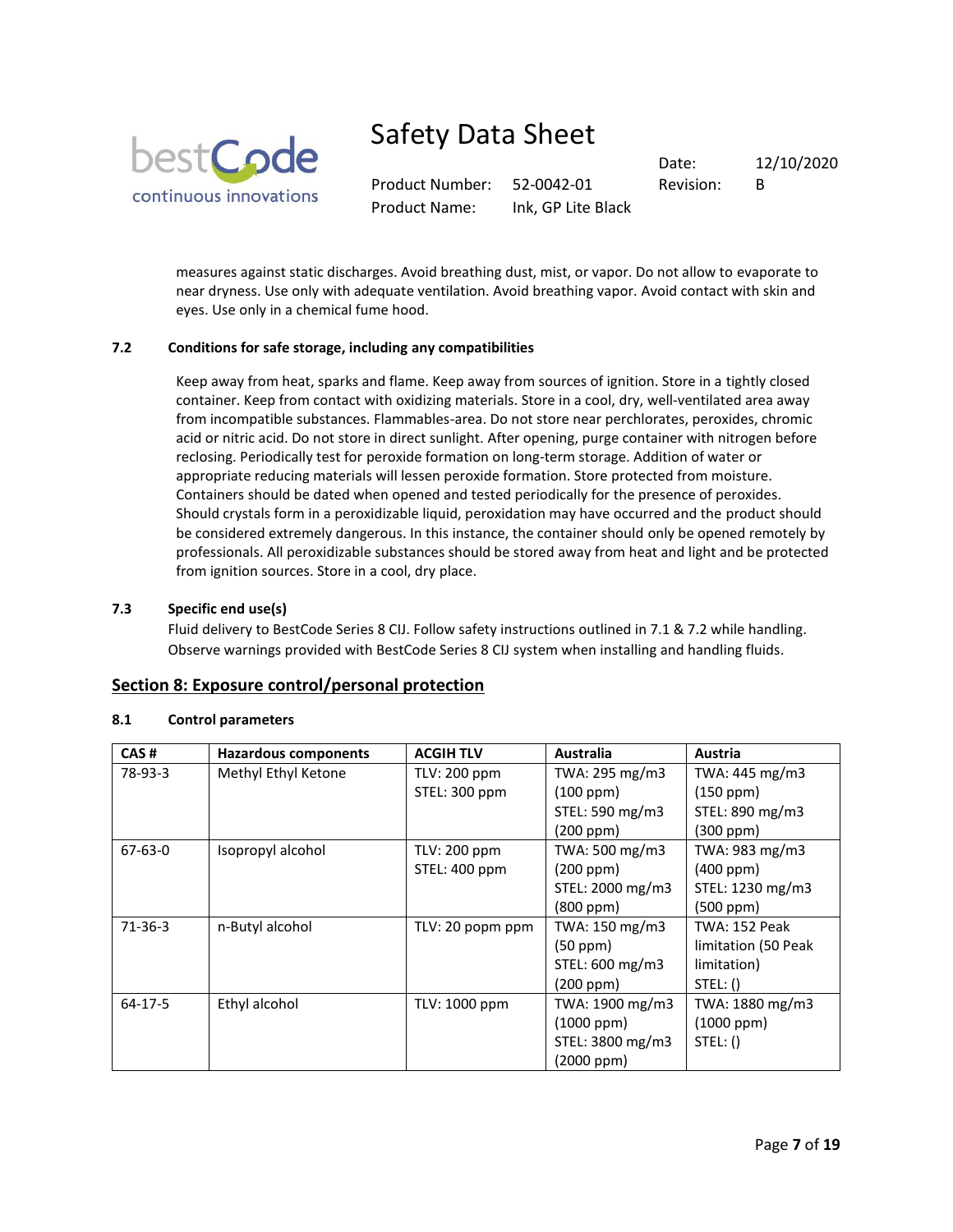measures against static discharges. Avoid breathing dust, mist, or vapor. Do not allow to evaporate to near dryness. Use only with adequate ventilation. Avoid breathing vapor. Avoid contact with skin and eyes. Use only in a chemical fume hood.

### 7.2 Conditions for safe storage, including any compatibilities

Keep away from heat, sparks and flame. Keep away from sources of ignition. Store in a tightly closed container. Keep from contact with oxidizing materials. Store in a cool, dry, well-ventilated area away from incompatible substances. Flammables-area. Do not store near perchlorates, peroxides, chromic acid or nitric acid. Do not store in direct sunlight. After opening, purge container with nitrogen before reclosing. Periodically test for peroxide formation on long-term storage. Addition of water or appropriate reducing materials will lessen peroxide formation. Store protected from moisture. Containers should be dated when opened and tested periodically for the presence of peroxides. Should crystals form in a peroxidizable liquid, peroxidation may have occurred and the product should be considered extremely dangerous. In this instance, the container should only be opened remotely by professionals. All peroxidizable substances should be stored away from heat and light and be protected from ignition sources. Store in a cool, dry place.

### 7.3 Specific end use(s)

Fluid delivery to BestCode Series 8 CIJ. Follow safety instructions outlined in 7.1 & 7.2 while handling. Observe warnings provided with BestCode Series 8 CIJ system when installing and handling fluids.

## Section 8: Exposure control/personal protection

### 8.1 Control parameters

| CAS # | Hazardous components | ACGIH TLV | Australia | Austria |
|---|---|---|---|---|
| 78-93-3 | Methyl Ethyl Ketone | TLV: 200 ppm<br>STEL: 300 ppm | TWA: 295 mg/m3 (100 ppm)<br>STEL: 590 mg/m3 (200 ppm) | TWA: 445 mg/m3 (150 ppm)<br>STEL: 890 mg/m3 (300 ppm) |
| 67-63-0 | Isopropyl alcohol | TLV: 200 ppm<br>STEL: 400 ppm | TWA: 500 mg/m3 (200 ppm)<br>STEL: 2000 mg/m3 (800 ppm) | TWA: 983 mg/m3 (400 ppm)<br>STEL: 1230 mg/m3 (500 ppm) |
| 71-36-3 | n-Butyl alcohol | TLV: 20 popm ppm | TWA: 150 mg/m3 (50 ppm)<br>STEL: 600 mg/m3 (200 ppm) | TWA: 152 Peak limitation (50 Peak limitation)<br>STEL: () |
| 64-17-5 | Ethyl alcohol | TLV: 1000 ppm | TWA: 1900 mg/m3 (1000 ppm)<br>STEL: 3800 mg/m3 (2000 ppm) | TWA: 1880 mg/m3 (1000 ppm)<br>STEL: () |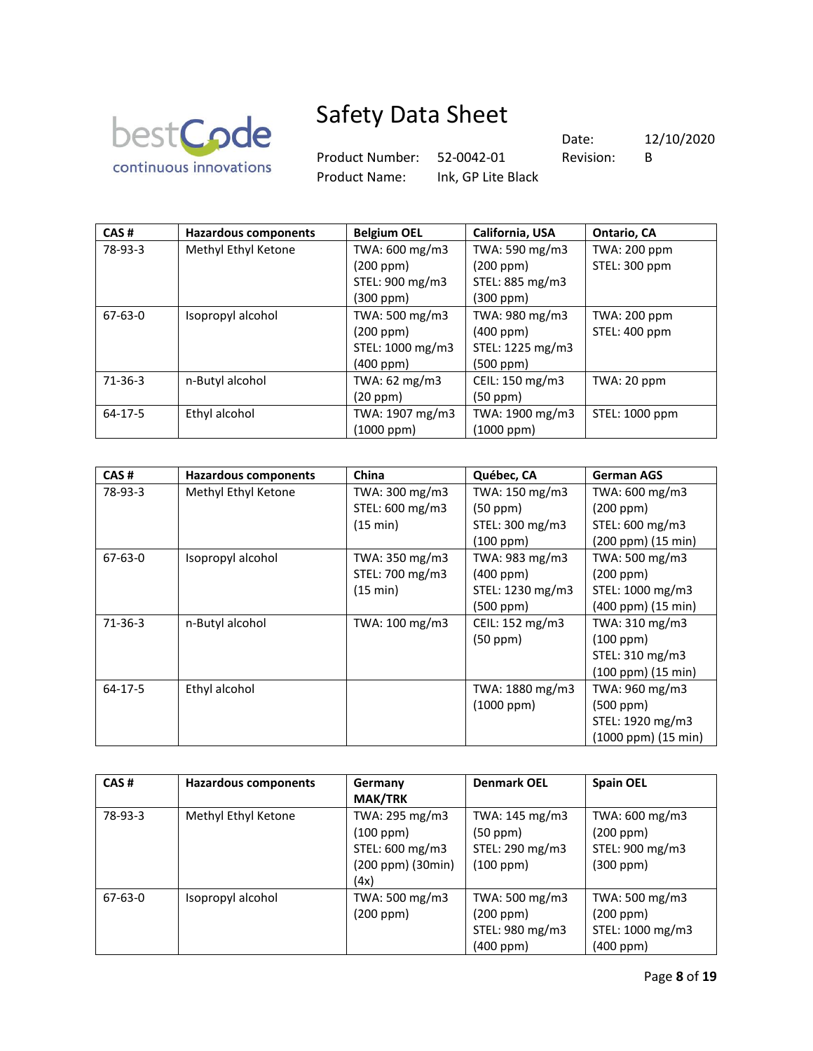| CAS # | Hazardous components | Belgium OEL | California, USA | Ontario, CA |
|---|---|---|---|---|
| 78-93-3 | Methyl Ethyl Ketone | TWA: 600 mg/m3 (200 ppm) STEL: 900 mg/m3 (300 ppm) | TWA: 590 mg/m3 (200 ppm) STEL: 885 mg/m3 (300 ppm) | TWA: 200 ppm STEL: 300 ppm |
| 67-63-0 | Isopropyl alcohol | TWA: 500 mg/m3 (200 ppm) STEL: 1000 mg/m3 (400 ppm) | TWA: 980 mg/m3 (400 ppm) STEL: 1225 mg/m3 (500 ppm) | TWA: 200 ppm STEL: 400 ppm |
| 71-36-3 | n-Butyl alcohol | TWA: 62 mg/m3 (20 ppm) | CEIL: 150 mg/m3 (50 ppm) | TWA: 20 ppm |
| 64-17-5 | Ethyl alcohol | TWA: 1907 mg/m3 (1000 ppm) | TWA: 1900 mg/m3 (1000 ppm) | STEL: 1000 ppm |

| CAS # | Hazardous components | China | Québec, CA | German AGS |
|---|---|---|---|---|
| 78-93-3 | Methyl Ethyl Ketone | TWA: 300 mg/m3 STEL: 600 mg/m3 (15 min) | TWA: 150 mg/m3 (50 ppm) STEL: 300 mg/m3 (100 ppm) | TWA: 600 mg/m3 (200 ppm) STEL: 600 mg/m3 (200 ppm) (15 min) |
| 67-63-0 | Isopropyl alcohol | TWA: 350 mg/m3 STEL: 700 mg/m3 (15 min) | TWA: 983 mg/m3 (400 ppm) STEL: 1230 mg/m3 (500 ppm) | TWA: 500 mg/m3 (200 ppm) STEL: 1000 mg/m3 (400 ppm) (15 min) |
| 71-36-3 | n-Butyl alcohol | TWA: 100 mg/m3 | CEIL: 152 mg/m3 (50 ppm) | TWA: 310 mg/m3 (100 ppm) STEL: 310 mg/m3 (100 ppm) (15 min) |
| 64-17-5 | Ethyl alcohol | | TWA: 1880 mg/m3 (1000 ppm) | TWA: 960 mg/m3 (500 ppm) STEL: 1920 mg/m3 (1000 ppm) (15 min) |

| CAS # | Hazardous components | Germany MAK/TRK | Denmark OEL | Spain OEL |
|---|---|---|---|---|
| 78-93-3 | Methyl Ethyl Ketone | TWA: 295 mg/m3 (100 ppm) STEL: 600 mg/m3 (200 ppm) (30min) (4x) | TWA: 145 mg/m3 (50 ppm) STEL: 290 mg/m3 (100 ppm) | TWA: 600 mg/m3 (200 ppm) STEL: 900 mg/m3 (300 ppm) |
| 67-63-0 | Isopropyl alcohol | TWA: 500 mg/m3 (200 ppm) | TWA: 500 mg/m3 (200 ppm) STEL: 980 mg/m3 (400 ppm) | TWA: 500 mg/m3 (200 ppm) STEL: 1000 mg/m3 (400 ppm) |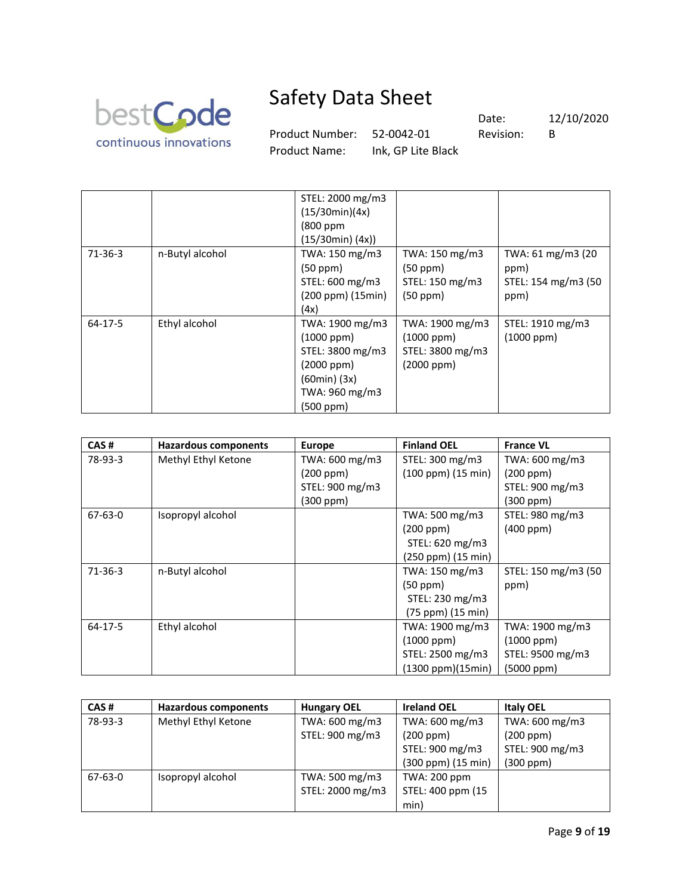|  |  | STEL: 2000 mg/m3 (15/30min)(4x) (800 ppm (15/30min) (4x)) |  |  |
|---|---|---|---|---|
| 71-36-3 | n-Butyl alcohol | TWA: 150 mg/m3 (50 ppm) STEL: 600 mg/m3 (200 ppm) (15min) (4x) | TWA: 150 mg/m3 (50 ppm) STEL: 150 mg/m3 (50 ppm) | TWA: 61 mg/m3 (20 ppm) STEL: 154 mg/m3 (50 ppm) |
| 64-17-5 | Ethyl alcohol | TWA: 1900 mg/m3 (1000 ppm) STEL: 3800 mg/m3 (2000 ppm) (60min) (3x) TWA: 960 mg/m3 (500 ppm) | TWA: 1900 mg/m3 (1000 ppm) STEL: 3800 mg/m3 (2000 ppm) | STEL: 1910 mg/m3 (1000 ppm) |

| CAS # | Hazardous components | Europe | Finland OEL | France VL |
|---|---|---|---|---|
| 78-93-3 | Methyl Ethyl Ketone | TWA: 600 mg/m3 (200 ppm) STEL: 900 mg/m3 (300 ppm) | STEL: 300 mg/m3 (100 ppm) (15 min) | TWA: 600 mg/m3 (200 ppm) STEL: 900 mg/m3 (300 ppm) |
| 67-63-0 | Isopropyl alcohol |  | TWA: 500 mg/m3 (200 ppm) STEL: 620 mg/m3 (250 ppm) (15 min) | STEL: 980 mg/m3 (400 ppm) |
| 71-36-3 | n-Butyl alcohol |  | TWA: 150 mg/m3 (50 ppm) STEL: 230 mg/m3 (75 ppm) (15 min) | STEL: 150 mg/m3 (50 ppm) |
| 64-17-5 | Ethyl alcohol |  | TWA: 1900 mg/m3 (1000 ppm) STEL: 2500 mg/m3 (1300 ppm)(15min) | TWA: 1900 mg/m3 (1000 ppm) STEL: 9500 mg/m3 (5000 ppm) |

| CAS # | Hazardous components | Hungary OEL | Ireland OEL | Italy OEL |
|---|---|---|---|---|
| 78-93-3 | Methyl Ethyl Ketone | TWA: 600 mg/m3 STEL: 900 mg/m3 | TWA: 600 mg/m3 (200 ppm) STEL: 900 mg/m3 (300 ppm) (15 min) | TWA: 600 mg/m3 (200 ppm) STEL: 900 mg/m3 (300 ppm) |
| 67-63-0 | Isopropyl alcohol | TWA: 500 mg/m3 STEL: 2000 mg/m3 | TWA: 200 ppm STEL: 400 ppm (15 min) |  |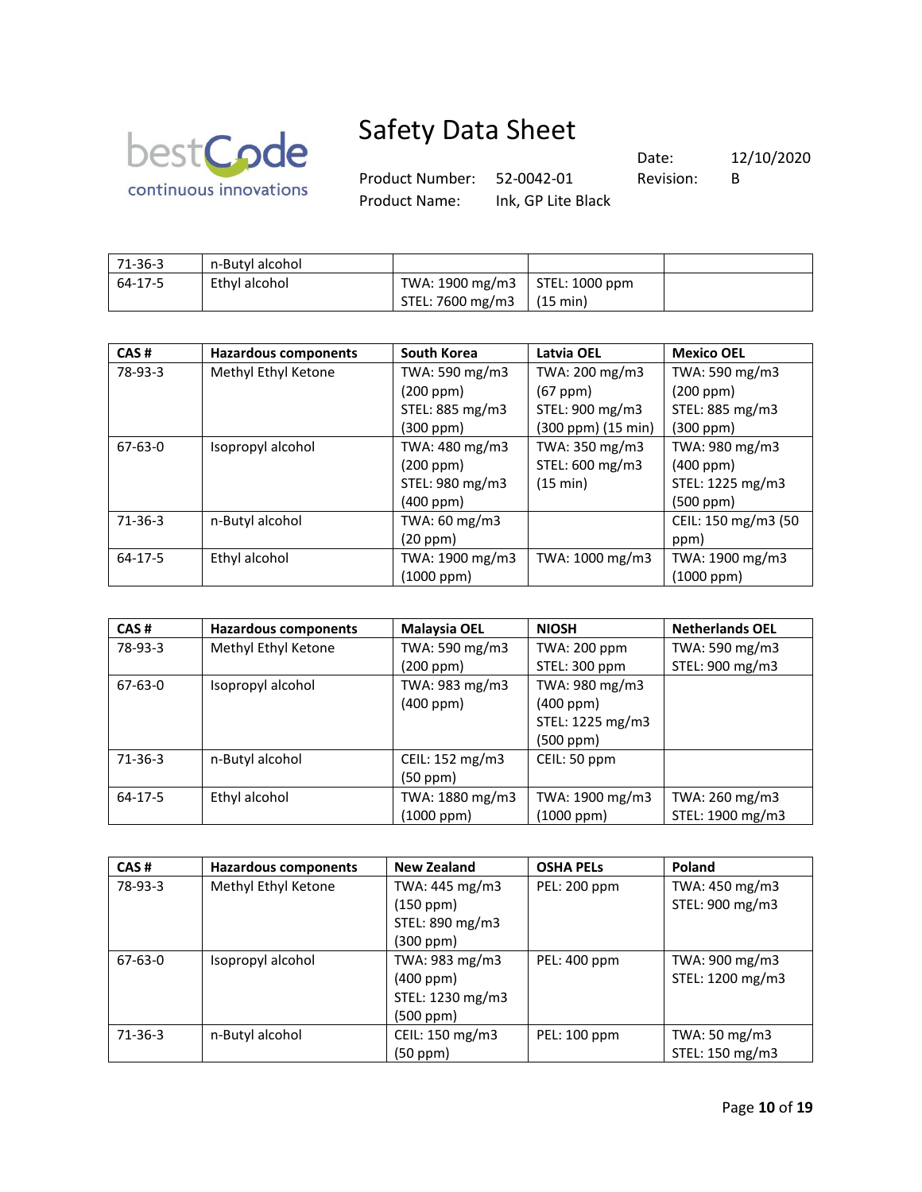| 71-36-3 | n-Butyl alcohol | | | |
|---|---|---|---|---|
| 64-17-5 | Ethyl alcohol | TWA: 1900 mg/m3 STEL: 7600 mg/m3 | STEL: 1000 ppm (15 min) | |

| CAS # | Hazardous components | South Korea | Latvia OEL | Mexico OEL |
|---|---|---|---|---|
| 78-93-3 | Methyl Ethyl Ketone | TWA: 590 mg/m3 (200 ppm) STEL: 885 mg/m3 (300 ppm) | TWA: 200 mg/m3 (67 ppm) STEL: 900 mg/m3 (300 ppm) (15 min) | TWA: 590 mg/m3 (200 ppm) STEL: 885 mg/m3 (300 ppm) |
| 67-63-0 | Isopropyl alcohol | TWA: 480 mg/m3 (200 ppm) STEL: 980 mg/m3 (400 ppm) | TWA: 350 mg/m3 STEL: 600 mg/m3 (15 min) | TWA: 980 mg/m3 (400 ppm) STEL: 1225 mg/m3 (500 ppm) |
| 71-36-3 | n-Butyl alcohol | TWA: 60 mg/m3 (20 ppm) | | CEIL: 150 mg/m3 (50 ppm) |
| 64-17-5 | Ethyl alcohol | TWA: 1900 mg/m3 (1000 ppm) | TWA: 1000 mg/m3 | TWA: 1900 mg/m3 (1000 ppm) |

| CAS # | Hazardous components | Malaysia OEL | NIOSH | Netherlands OEL |
|---|---|---|---|---|
| 78-93-3 | Methyl Ethyl Ketone | TWA: 590 mg/m3 (200 ppm) | TWA: 200 ppm STEL: 300 ppm | TWA: 590 mg/m3 STEL: 900 mg/m3 |
| 67-63-0 | Isopropyl alcohol | TWA: 983 mg/m3 (400 ppm) | TWA: 980 mg/m3 (400 ppm) STEL: 1225 mg/m3 (500 ppm) | |
| 71-36-3 | n-Butyl alcohol | CEIL: 152 mg/m3 (50 ppm) | CEIL: 50 ppm | |
| 64-17-5 | Ethyl alcohol | TWA: 1880 mg/m3 (1000 ppm) | TWA: 1900 mg/m3 (1000 ppm) | TWA: 260 mg/m3 STEL: 1900 mg/m3 |

| CAS # | Hazardous components | New Zealand | OSHA PELs | Poland |
|---|---|---|---|---|
| 78-93-3 | Methyl Ethyl Ketone | TWA: 445 mg/m3 (150 ppm) STEL: 890 mg/m3 (300 ppm) | PEL: 200 ppm | TWA: 450 mg/m3 STEL: 900 mg/m3 |
| 67-63-0 | Isopropyl alcohol | TWA: 983 mg/m3 (400 ppm) STEL: 1230 mg/m3 (500 ppm) | PEL: 400 ppm | TWA: 900 mg/m3 STEL: 1200 mg/m3 |
| 71-36-3 | n-Butyl alcohol | CEIL: 150 mg/m3 (50 ppm) | PEL: 100 ppm | TWA: 50 mg/m3 STEL: 150 mg/m3 |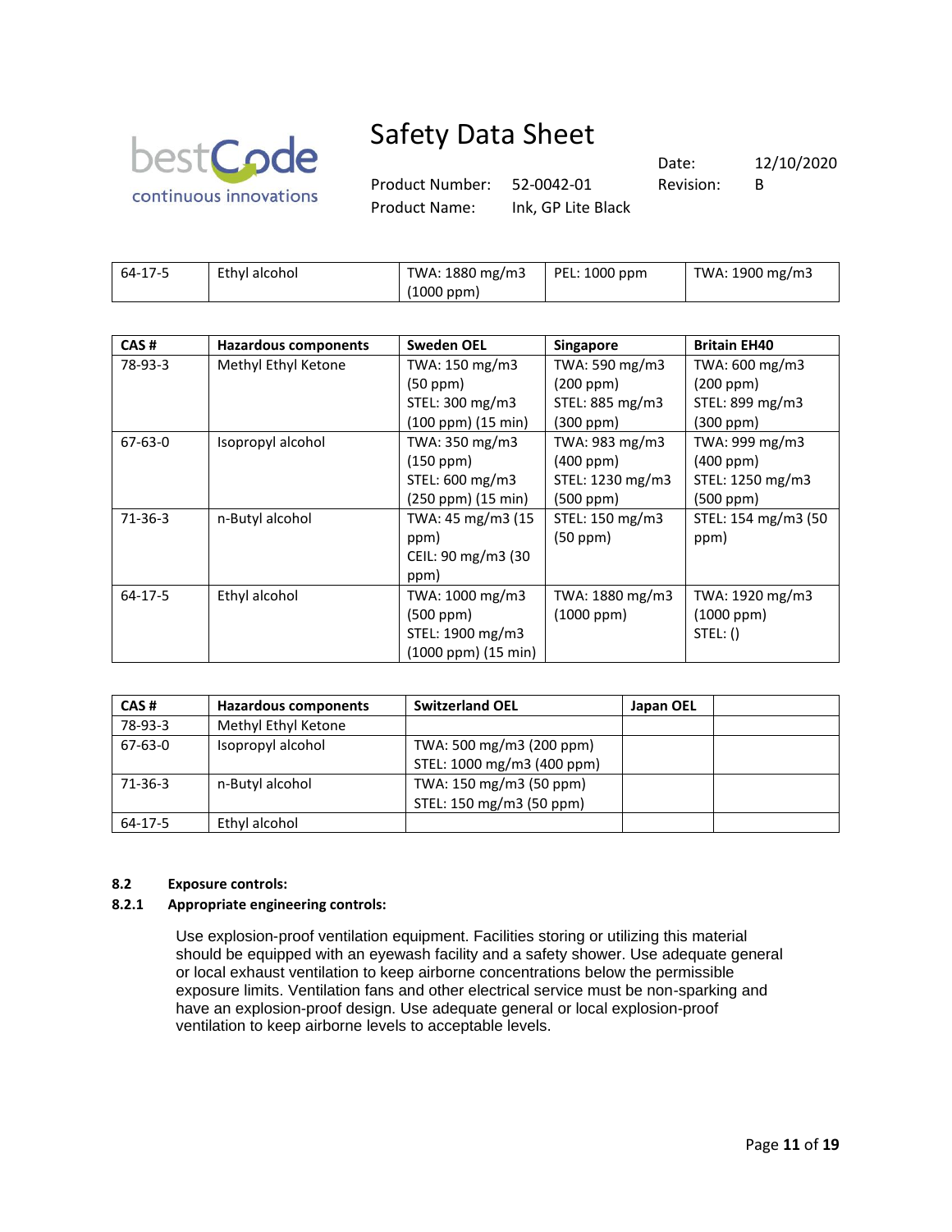| | | | | |
|---|---|---|---|---|
| 64-17-5 | Ethyl alcohol | TWA: 1880 mg/m3 (1000 ppm) | PEL: 1000 ppm | TWA: 1900 mg/m3 |

| CAS # | Hazardous components | Sweden OEL | Singapore | Britain EH40 |
|---|---|---|---|---|
| 78-93-3 | Methyl Ethyl Ketone | TWA: 150 mg/m3 (50 ppm) STEL: 300 mg/m3 (100 ppm) (15 min) | TWA: 590 mg/m3 (200 ppm) STEL: 885 mg/m3 (300 ppm) | TWA: 600 mg/m3 (200 ppm) STEL: 899 mg/m3 (300 ppm) |
| 67-63-0 | Isopropyl alcohol | TWA: 350 mg/m3 (150 ppm) STEL: 600 mg/m3 (250 ppm) (15 min) | TWA: 983 mg/m3 (400 ppm) STEL: 1230 mg/m3 (500 ppm) | TWA: 999 mg/m3 (400 ppm) STEL: 1250 mg/m3 (500 ppm) |
| 71-36-3 | n-Butyl alcohol | TWA: 45 mg/m3 (15 ppm) CEIL: 90 mg/m3 (30 ppm) | STEL: 150 mg/m3 (50 ppm) | STEL: 154 mg/m3 (50 ppm) |
| 64-17-5 | Ethyl alcohol | TWA: 1000 mg/m3 (500 ppm) STEL: 1900 mg/m3 (1000 ppm) (15 min) | TWA: 1880 mg/m3 (1000 ppm) | TWA: 1920 mg/m3 (1000 ppm) STEL: () |

| CAS # | Hazardous components | Switzerland OEL | Japan OEL | |
|---|---|---|---|---|
| 78-93-3 | Methyl Ethyl Ketone | | | |
| 67-63-0 | Isopropyl alcohol | TWA: 500 mg/m3 (200 ppm) STEL: 1000 mg/m3 (400 ppm) | | |
| 71-36-3 | n-Butyl alcohol | TWA: 150 mg/m3 (50 ppm) STEL: 150 mg/m3 (50 ppm) | | |
| 64-17-5 | Ethyl alcohol | | | |

**8.2 Exposure controls:**

**8.2.1 Appropriate engineering controls:**

Use explosion-proof ventilation equipment. Facilities storing or utilizing this material should be equipped with an eyewash facility and a safety shower. Use adequate general or local exhaust ventilation to keep airborne concentrations below the permissible exposure limits. Ventilation fans and other electrical service must be non-sparking and have an explosion-proof design. Use adequate general or local explosion-proof ventilation to keep airborne levels to acceptable levels.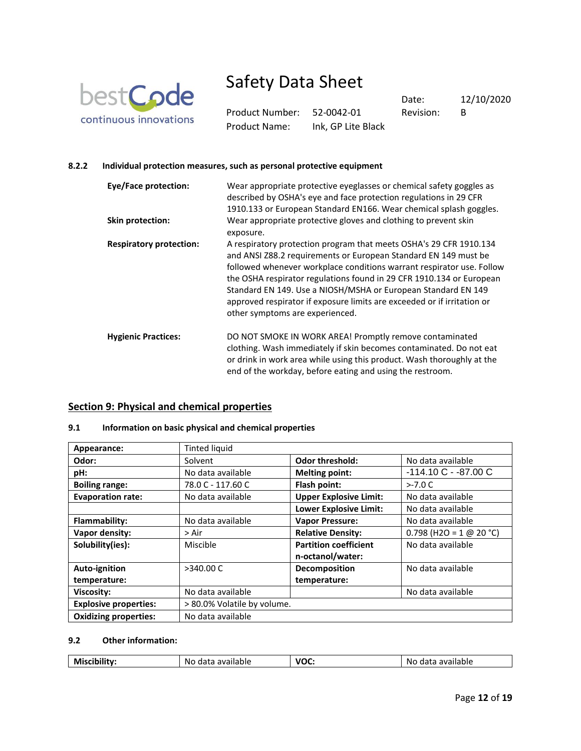#### 8.2.2 Individual protection measures, such as personal protective equipment

**Eye/Face protection:** Wear appropriate protective eyeglasses or chemical safety goggles as described by OSHA's eye and face protection regulations in 29 CFR 1910.133 or European Standard EN166. Wear chemical splash goggles.

**Skin protection:** Wear appropriate protective gloves and clothing to prevent skin exposure.

**Respiratory protection:** A respiratory protection program that meets OSHA's 29 CFR 1910.134 and ANSI Z88.2 requirements or European Standard EN 149 must be followed whenever workplace conditions warrant respirator use. Follow the OSHA respirator regulations found in 29 CFR 1910.134 or European Standard EN 149. Use a NIOSH/MSHA or European Standard EN 149 approved respirator if exposure limits are exceeded or if irritation or other symptoms are experienced.

**Hygienic Practices:** DO NOT SMOKE IN WORK AREA! Promptly remove contaminated clothing. Wash immediately if skin becomes contaminated. Do not eat or drink in work area while using this product. Wash thoroughly at the end of the workday, before eating and using the restroom.

## Section 9: Physical and chemical properties

#### 9.1 Information on basic physical and chemical properties

| **Appearance:** | Tinted liquid | | |
|---|---|---|---|
| **Odor:** | Solvent | **Odor threshold:** | No data available |
| **pH:** | No data available | **Melting point:** | -114.10 C - -87.00 C |
| **Boiling range:** | 78.0 C - 117.60 C | **Flash point:** | >-7.0 C |
| **Evaporation rate:** | No data available | **Upper Explosive Limit:** | No data available |
| | | **Lower Explosive Limit:** | No data available |
| **Flammability:** | No data available | **Vapor Pressure:** | No data available |
| **Vapor density:** | > Air | **Relative Density:** | 0.798 (H2O = 1 @ 20 °C) |
| **Solubility(ies):** | Miscible | **Partition coefficient n-octanol/water:** | No data available |
| **Auto-ignition temperature:** | >340.00 C | **Decomposition temperature:** | No data available |
| **Viscosity:** | No data available | | No data available |
| **Explosive properties:** | > 80.0% Volatile by volume. | | |
| **Oxidizing properties:** | No data available | | |

#### 9.2 Other information:

| **Miscibility:** | No data available | **VOC:** | No data available |
|---|---|---|---|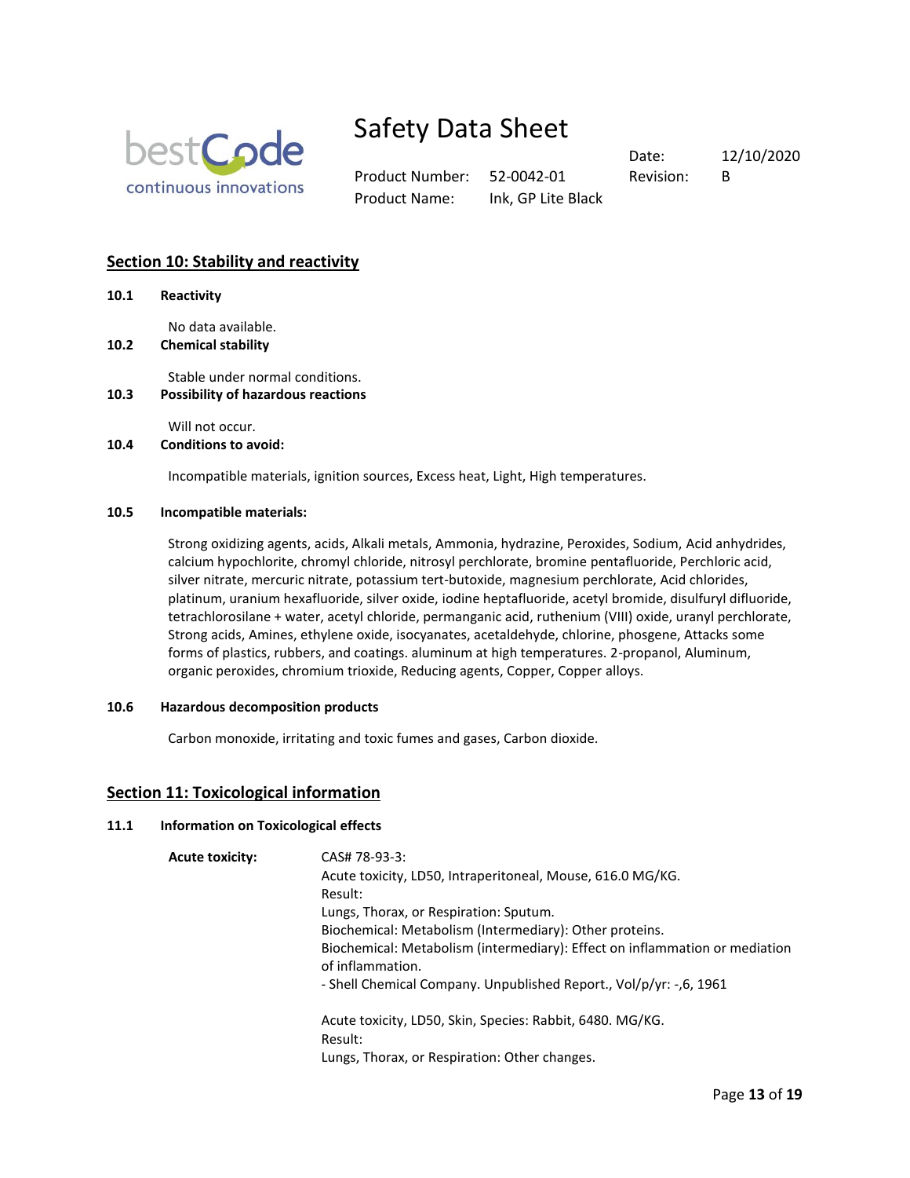## Section 10: Stability and reactivity

**10.1 Reactivity**

No data available.

**10.2 Chemical stability**

Stable under normal conditions.

**10.3 Possibility of hazardous reactions**

Will not occur.

**10.4 Conditions to avoid:**

Incompatible materials, ignition sources, Excess heat, Light, High temperatures.

**10.5 Incompatible materials:**

Strong oxidizing agents, acids, Alkali metals, Ammonia, hydrazine, Peroxides, Sodium, Acid anhydrides, calcium hypochlorite, chromyl chloride, nitrosyl perchlorate, bromine pentafluoride, Perchloric acid, silver nitrate, mercuric nitrate, potassium tert-butoxide, magnesium perchlorate, Acid chlorides, platinum, uranium hexafluoride, silver oxide, iodine heptafluoride, acetyl bromide, disulfuryl difluoride, tetrachlorosilane + water, acetyl chloride, permanganic acid, ruthenium (VIII) oxide, uranyl perchlorate, Strong acids, Amines, ethylene oxide, isocyanates, acetaldehyde, chlorine, phosgene, Attacks some forms of plastics, rubbers, and coatings. aluminum at high temperatures. 2-propanol, Aluminum, organic peroxides, chromium trioxide, Reducing agents, Copper, Copper alloys.

**10.6 Hazardous decomposition products**

Carbon monoxide, irritating and toxic fumes and gases, Carbon dioxide.

## Section 11: Toxicological information

**11.1 Information on Toxicological effects**

**Acute toxicity:**

CAS# 78-93-3:
Acute toxicity, LD50, Intraperitoneal, Mouse, 616.0 MG/KG.
Result:
Lungs, Thorax, or Respiration: Sputum.
Biochemical: Metabolism (Intermediary): Other proteins.
Biochemical: Metabolism (intermediary): Effect on inflammation or mediation of inflammation.
- Shell Chemical Company. Unpublished Report., Vol/p/yr: -,6, 1961

Acute toxicity, LD50, Skin, Species: Rabbit, 6480. MG/KG.
Result:
Lungs, Thorax, or Respiration: Other changes.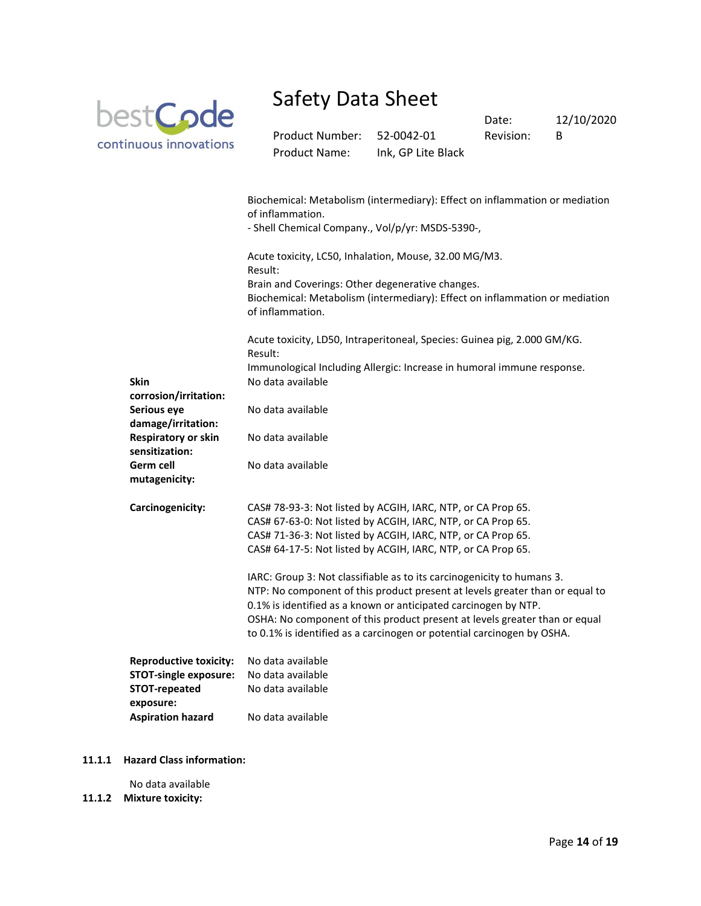Biochemical: Metabolism (intermediary): Effect on inflammation or mediation of inflammation.
- Shell Chemical Company., Vol/p/yr: MSDS-5390-,

Acute toxicity, LC50, Inhalation, Mouse, 32.00 MG/M3.
Result:
Brain and Coverings: Other degenerative changes.
Biochemical: Metabolism (intermediary): Effect on inflammation or mediation of inflammation.

Acute toxicity, LD50, Intraperitoneal, Species: Guinea pig, 2.000 GM/KG.
Result:
Immunological Including Allergic: Increase in humoral immune response.

**Skin corrosion/irritation:** No data available

**Serious eye damage/irritation:** No data available

**Respiratory or skin sensitization:** No data available

**Germ cell mutagenicity:** No data available

**Carcinogenicity:**

CAS# 78-93-3: Not listed by ACGIH, IARC, NTP, or CA Prop 65.
CAS# 67-63-0: Not listed by ACGIH, IARC, NTP, or CA Prop 65.
CAS# 71-36-3: Not listed by ACGIH, IARC, NTP, or CA Prop 65.
CAS# 64-17-5: Not listed by ACGIH, IARC, NTP, or CA Prop 65.

IARC: Group 3: Not classifiable as to its carcinogenicity to humans 3.
NTP: No component of this product present at levels greater than or equal to 0.1% is identified as a known or anticipated carcinogen by NTP.
OSHA: No component of this product present at levels greater than or equal to 0.1% is identified as a carcinogen or potential carcinogen by OSHA.

**Reproductive toxicity:** No data available

**STOT-single exposure:** No data available

**STOT-repeated exposure:** No data available

**Aspiration hazard** No data available

### 11.1.1 Hazard Class information:

No data available

### 11.1.2 Mixture toxicity: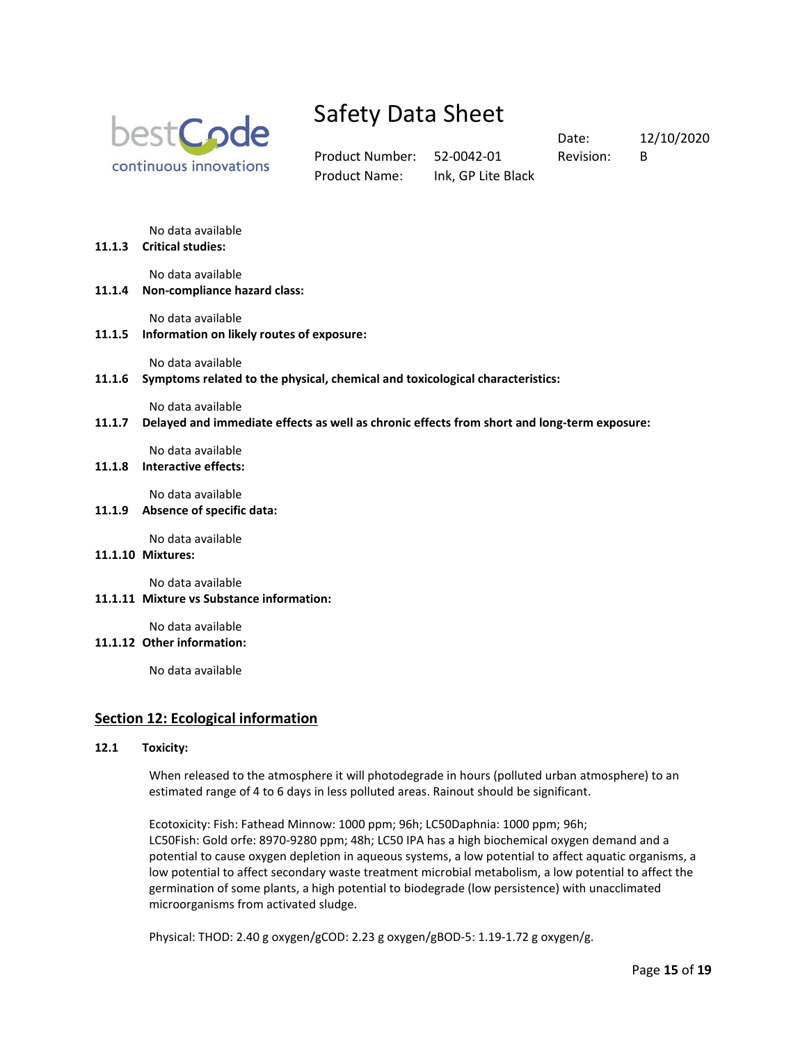No data available

**11.1.3 Critical studies:**

No data available

**11.1.4 Non-compliance hazard class:**

No data available

**11.1.5 Information on likely routes of exposure:**

No data available

**11.1.6 Symptoms related to the physical, chemical and toxicological characteristics:**

No data available

**11.1.7 Delayed and immediate effects as well as chronic effects from short and long-term exposure:**

No data available

**11.1.8 Interactive effects:**

No data available

**11.1.9 Absence of specific data:**

No data available

**11.1.10 Mixtures:**

No data available

**11.1.11 Mixture vs Substance information:**

No data available

**11.1.12 Other information:**

No data available

## Section 12: Ecological information

**12.1 Toxicity:**

When released to the atmosphere it will photodegrade in hours (polluted urban atmosphere) to an estimated range of 4 to 6 days in less polluted areas. Rainout should be significant.

Ecotoxicity: Fish: Fathead Minnow: 1000 ppm; 96h; LC50Daphnia: 1000 ppm; 96h; LC50Fish: Gold orfe: 8970-9280 ppm; 48h; LC50 IPA has a high biochemical oxygen demand and a potential to cause oxygen depletion in aqueous systems, a low potential to affect aquatic organisms, a low potential to affect secondary waste treatment microbial metabolism, a low potential to affect the germination of some plants, a high potential to biodegrade (low persistence) with unacclimated microorganisms from activated sludge.

Physical: THOD: 2.40 g oxygen/gCOD: 2.23 g oxygen/gBOD-5: 1.19-1.72 g oxygen/g.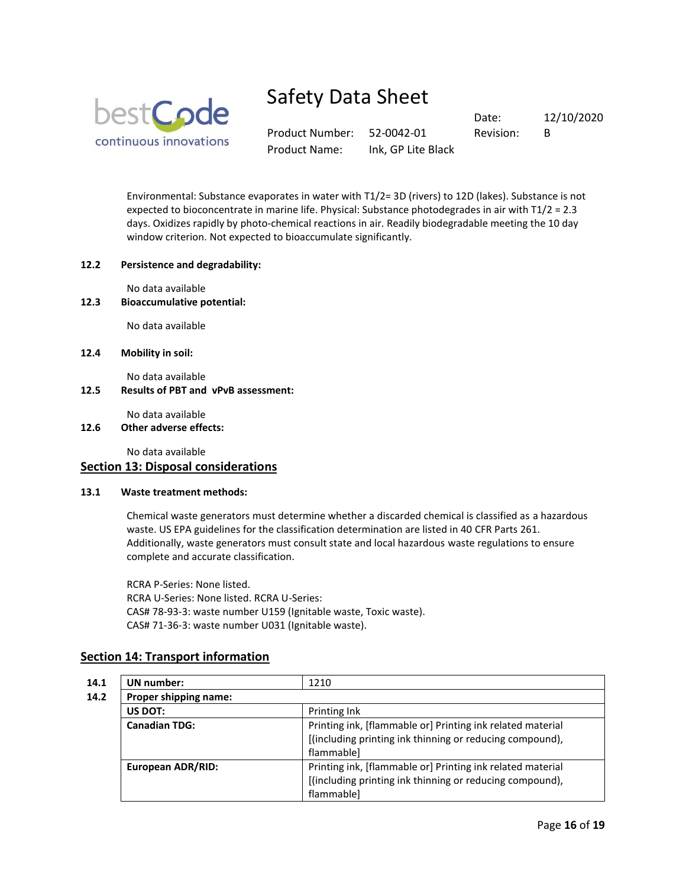Environmental: Substance evaporates in water with T1/2= 3D (rivers) to 12D (lakes). Substance is not expected to bioconcentrate in marine life. Physical: Substance photodegrades in air with T1/2 = 2.3 days. Oxidizes rapidly by photo-chemical reactions in air. Readily biodegradable meeting the 10 day window criterion. Not expected to bioaccumulate significantly.

**12.2 Persistence and degradability:**

No data available

**12.3 Bioaccumulative potential:**

No data available

**12.4 Mobility in soil:**

No data available

**12.5 Results of PBT and vPvB assessment:**

No data available

**12.6 Other adverse effects:**

No data available

## Section 13: Disposal considerations

**13.1 Waste treatment methods:**

Chemical waste generators must determine whether a discarded chemical is classified as a hazardous waste. US EPA guidelines for the classification determination are listed in 40 CFR Parts 261. Additionally, waste generators must consult state and local hazardous waste regulations to ensure complete and accurate classification.

RCRA P-Series: None listed.
RCRA U-Series: None listed. RCRA U-Series:
CAS# 78-93-3: waste number U159 (Ignitable waste, Toxic waste).
CAS# 71-36-3: waste number U031 (Ignitable waste).

## Section 14: Transport information

| | | |
|---|---|---|
| **14.1** | **UN number:** | 1210 |
| **14.2** | **Proper shipping name:** | |
| | **US DOT:** | Printing Ink |
| | **Canadian TDG:** | Printing ink, [flammable or] Printing ink related material [(including printing ink thinning or reducing compound), flammable] |
| | **European ADR/RID:** | Printing ink, [flammable or] Printing ink related material [(including printing ink thinning or reducing compound), flammable] |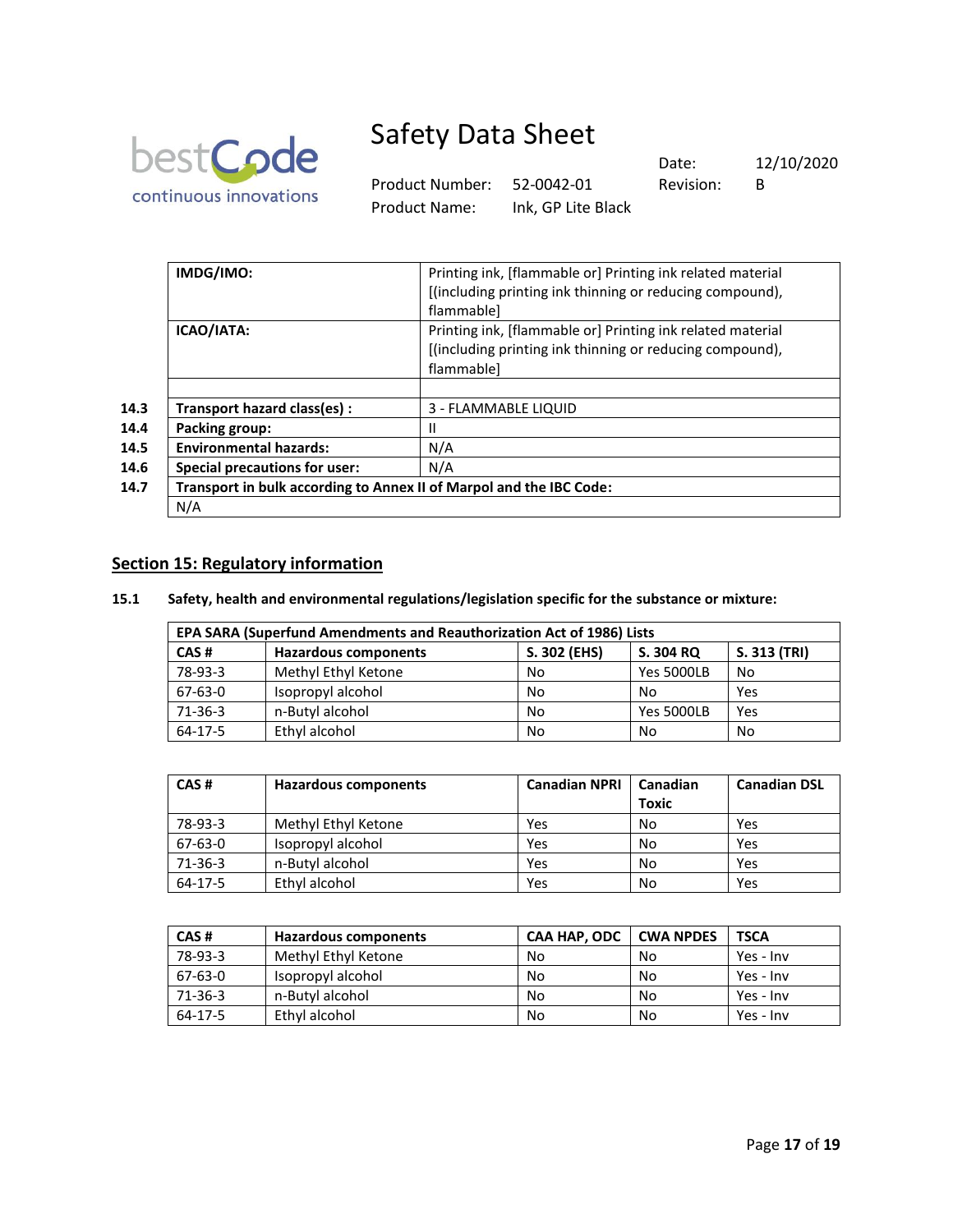| | | |
|---|---|---|
| | **IMDG/IMO:** | Printing ink, [flammable or] Printing ink related material [(including printing ink thinning or reducing compound), flammable] |
| | **ICAO/IATA:** | Printing ink, [flammable or] Printing ink related material [(including printing ink thinning or reducing compound), flammable] |
| | | |
| **14.3** | **Transport hazard class(es) :** | 3 - FLAMMABLE LIQUID |
| **14.4** | **Packing group:** | II |
| **14.5** | **Environmental hazards:** | N/A |
| **14.6** | **Special precautions for user:** | N/A |
| **14.7** | **Transport in bulk according to Annex II of Marpol and the IBC Code:** | |
| | N/A | |

## Section 15: Regulatory information

**15.1 Safety, health and environmental regulations/legislation specific for the substance or mixture:**

| EPA SARA (Superfund Amendments and Reauthorization Act of 1986) Lists | | | | |
|---|---|---|---|---|
| **CAS #** | **Hazardous components** | **S. 302 (EHS)** | **S. 304 RQ** | **S. 313 (TRI)** |
| 78-93-3 | Methyl Ethyl Ketone | No | Yes 5000LB | No |
| 67-63-0 | Isopropyl alcohol | No | No | Yes |
| 71-36-3 | n-Butyl alcohol | No | Yes 5000LB | Yes |
| 64-17-5 | Ethyl alcohol | No | No | No |

| CAS # | Hazardous components | Canadian NPRI | Canadian Toxic | Canadian DSL |
|---|---|---|---|---|
| 78-93-3 | Methyl Ethyl Ketone | Yes | No | Yes |
| 67-63-0 | Isopropyl alcohol | Yes | No | Yes |
| 71-36-3 | n-Butyl alcohol | Yes | No | Yes |
| 64-17-5 | Ethyl alcohol | Yes | No | Yes |

| CAS # | Hazardous components | CAA HAP, ODC | CWA NPDES | TSCA |
|---|---|---|---|---|
| 78-93-3 | Methyl Ethyl Ketone | No | No | Yes - Inv |
| 67-63-0 | Isopropyl alcohol | No | No | Yes - Inv |
| 71-36-3 | n-Butyl alcohol | No | No | Yes - Inv |
| 64-17-5 | Ethyl alcohol | No | No | Yes - Inv |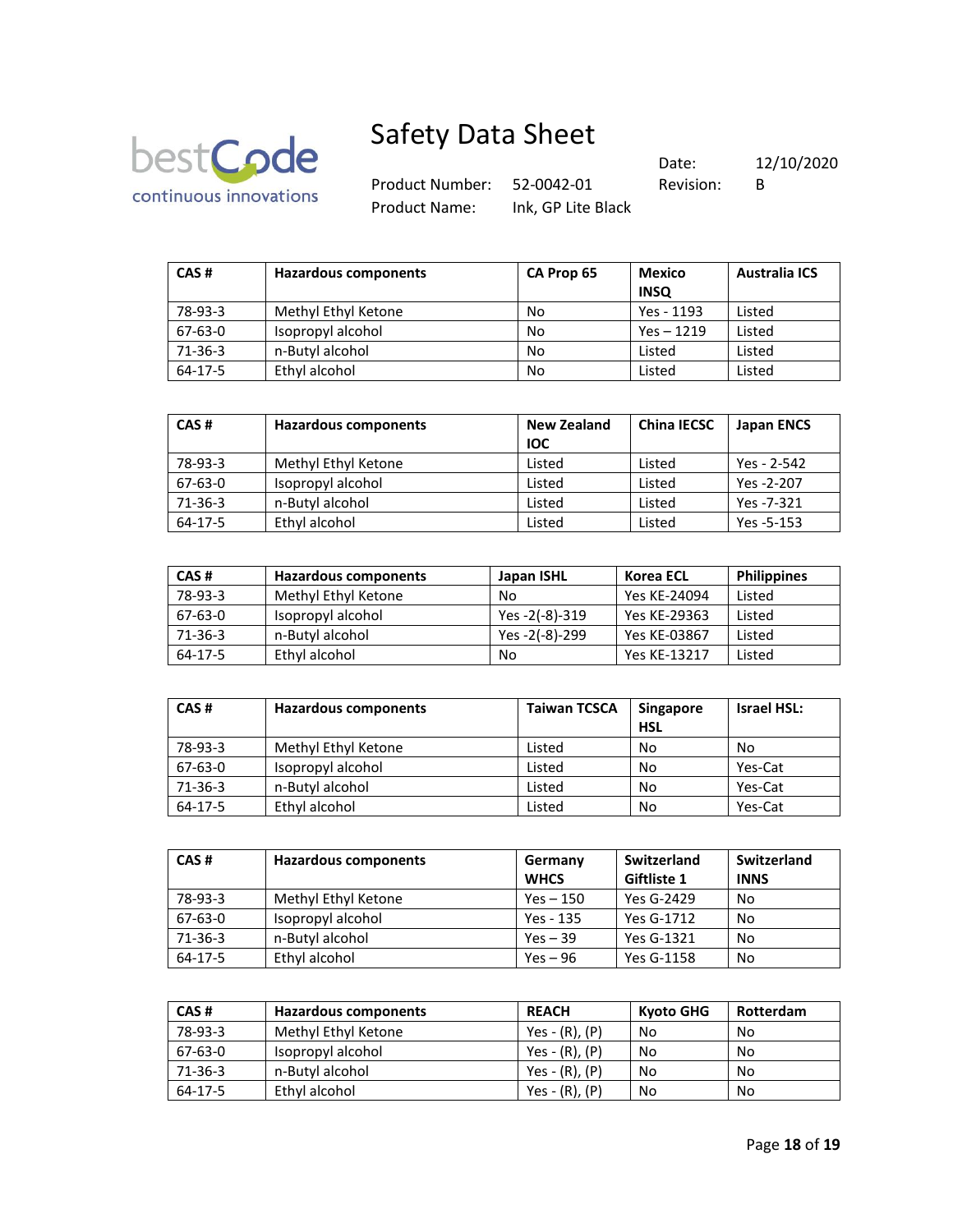| CAS # | Hazardous components | CA Prop 65 | Mexico INSQ | Australia ICS |
|---|---|---|---|---|
| 78-93-3 | Methyl Ethyl Ketone | No | Yes - 1193 | Listed |
| 67-63-0 | Isopropyl alcohol | No | Yes – 1219 | Listed |
| 71-36-3 | n-Butyl alcohol | No | Listed | Listed |
| 64-17-5 | Ethyl alcohol | No | Listed | Listed |

| CAS # | Hazardous components | New Zealand IOC | China IECSC | Japan ENCS |
|---|---|---|---|---|
| 78-93-3 | Methyl Ethyl Ketone | Listed | Listed | Yes - 2-542 |
| 67-63-0 | Isopropyl alcohol | Listed | Listed | Yes -2-207 |
| 71-36-3 | n-Butyl alcohol | Listed | Listed | Yes -7-321 |
| 64-17-5 | Ethyl alcohol | Listed | Listed | Yes -5-153 |

| CAS # | Hazardous components | Japan ISHL | Korea ECL | Philippines |
|---|---|---|---|---|
| 78-93-3 | Methyl Ethyl Ketone | No | Yes KE-24094 | Listed |
| 67-63-0 | Isopropyl alcohol | Yes -2(-8)-319 | Yes KE-29363 | Listed |
| 71-36-3 | n-Butyl alcohol | Yes -2(-8)-299 | Yes KE-03867 | Listed |
| 64-17-5 | Ethyl alcohol | No | Yes KE-13217 | Listed |

| CAS # | Hazardous components | Taiwan TCSCA | Singapore HSL | Israel HSL: |
|---|---|---|---|---|
| 78-93-3 | Methyl Ethyl Ketone | Listed | No | No |
| 67-63-0 | Isopropyl alcohol | Listed | No | Yes-Cat |
| 71-36-3 | n-Butyl alcohol | Listed | No | Yes-Cat |
| 64-17-5 | Ethyl alcohol | Listed | No | Yes-Cat |

| CAS # | Hazardous components | Germany WHCS | Switzerland Giftliste 1 | Switzerland INNS |
|---|---|---|---|---|
| 78-93-3 | Methyl Ethyl Ketone | Yes – 150 | Yes G-2429 | No |
| 67-63-0 | Isopropyl alcohol | Yes - 135 | Yes G-1712 | No |
| 71-36-3 | n-Butyl alcohol | Yes – 39 | Yes G-1321 | No |
| 64-17-5 | Ethyl alcohol | Yes – 96 | Yes G-1158 | No |

| CAS # | Hazardous components | REACH | Kyoto GHG | Rotterdam |
|---|---|---|---|---|
| 78-93-3 | Methyl Ethyl Ketone | Yes - (R), (P) | No | No |
| 67-63-0 | Isopropyl alcohol | Yes - (R), (P) | No | No |
| 71-36-3 | n-Butyl alcohol | Yes - (R), (P) | No | No |
| 64-17-5 | Ethyl alcohol | Yes - (R), (P) | No | No |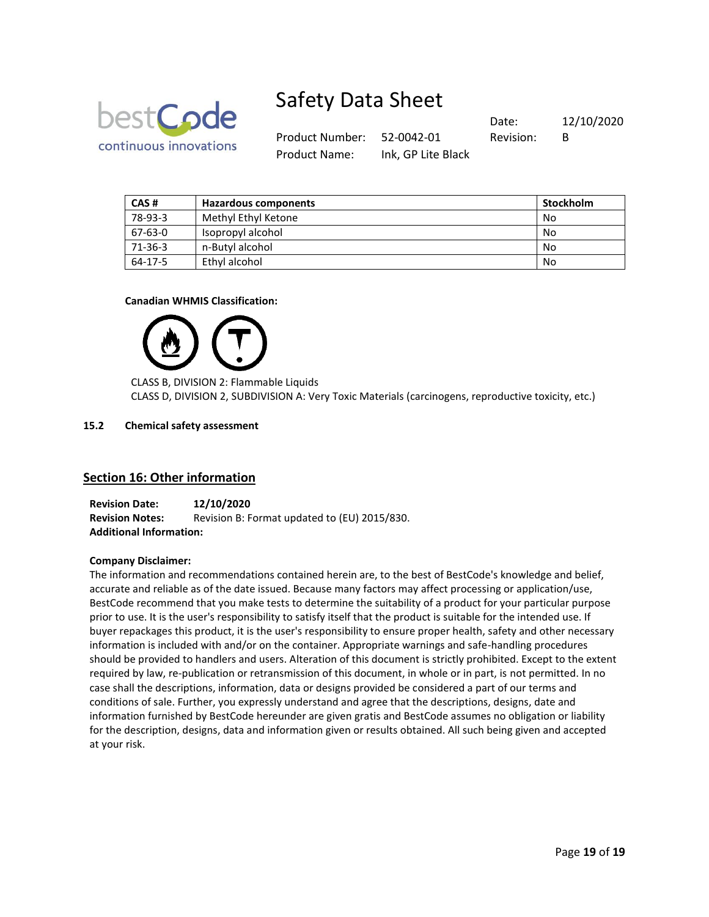| CAS # | Hazardous components | Stockholm |
|---|---|---|
| 78-93-3 | Methyl Ethyl Ketone | No |
| 67-63-0 | Isopropyl alcohol | No |
| 71-36-3 | n-Butyl alcohol | No |
| 64-17-5 | Ethyl alcohol | No |

**Canadian WHMIS Classification:**

CLASS B, DIVISION 2: Flammable Liquids
CLASS D, DIVISION 2, SUBDIVISION A: Very Toxic Materials (carcinogens, reproductive toxicity, etc.)

### 15.2 Chemical safety assessment

## Section 16: Other information

**Revision Date:** **12/10/2020**
**Revision Notes:** Revision B: Format updated to (EU) 2015/830.
**Additional Information:**

**Company Disclaimer:**
The information and recommendations contained herein are, to the best of BestCode's knowledge and belief, accurate and reliable as of the date issued. Because many factors may affect processing or application/use, BestCode recommend that you make tests to determine the suitability of a product for your particular purpose prior to use. It is the user's responsibility to satisfy itself that the product is suitable for the intended use. If buyer repackages this product, it is the user's responsibility to ensure proper health, safety and other necessary information is included with and/or on the container. Appropriate warnings and safe-handling procedures should be provided to handlers and users. Alteration of this document is strictly prohibited. Except to the extent required by law, re-publication or retransmission of this document, in whole or in part, is not permitted. In no case shall the descriptions, information, data or designs provided be considered a part of our terms and conditions of sale. Further, you expressly understand and agree that the descriptions, designs, date and information furnished by BestCode hereunder are given gratis and BestCode assumes no obligation or liability for the description, designs, data and information given or results obtained. All such being given and accepted at your risk.